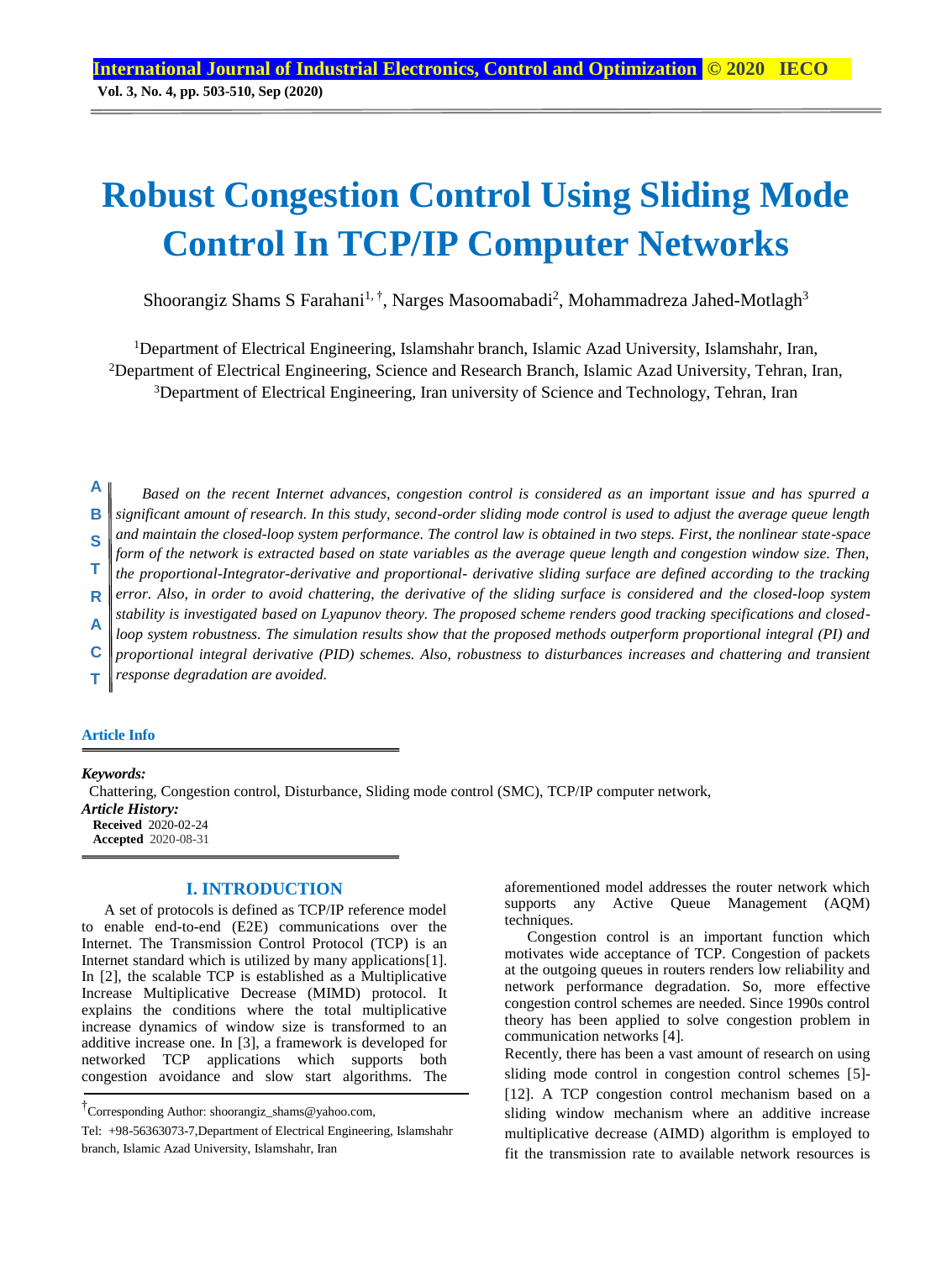# Robust Congestion Control Using Sliding Mode Control In TCP/IP Computer Networks

Shoorangiz Shams S Farahani[1, †], Narges Masoomabadi[2], Mohammadreza Jahed-Motlagh[3]

[1]Department of Electrical Engineering, Islamshahr branch, Islamic Azad University, Islamshahr, Iran,
[2]Department of Electrical Engineering, Science and Research Branch, Islamic Azad University, Tehran, Iran,
[3]Department of Electrical Engineering, Iran university of Science and Technology, Tehran, Iran

**ABSTRACT**

*Based on the recent Internet advances, congestion control is considered as an important issue and has spurred a significant amount of research. In this study, second-order sliding mode control is used to adjust the average queue length and maintain the closed-loop system performance. The control law is obtained in two steps. First, the nonlinear state-space form of the network is extracted based on state variables as the average queue length and congestion window size. Then, the proportional-Integrator-derivative and proportional- derivative sliding surface are defined according to the tracking error. Also, in order to avoid chattering, the derivative of the sliding surface is considered and the closed-loop system stability is investigated based on Lyapunov theory. The proposed scheme renders good tracking specifications and closed-loop system robustness. The simulation results show that the proposed methods outperform proportional integral (PI) and proportional integral derivative (PID) schemes. Also, robustness to disturbances increases and chattering and transient response degradation are avoided.*

**Article Info**

***Keywords:***
Chattering, Congestion control, Disturbance, Sliding mode control (SMC), TCP/IP computer network,

***Article History:***
**Received** 2020-02-24
**Accepted** 2020-08-31

## I. INTRODUCTION

A set of protocols is defined as TCP/IP reference model to enable end-to-end (E2E) communications over the Internet. The Transmission Control Protocol (TCP) is an Internet standard which is utilized by many applications[1]. In [2], the scalable TCP is established as a Multiplicative Increase Multiplicative Decrease (MIMD) protocol. It explains the conditions where the total multiplicative increase dynamics of window size is transformed to an additive increase one. In [3], a framework is developed for networked TCP applications which supports both congestion avoidance and slow start algorithms. The aforementioned model addresses the router network which supports any Active Queue Management (AQM) techniques.

Congestion control is an important function which motivates wide acceptance of TCP. Congestion of packets at the outgoing queues in routers renders low reliability and network performance degradation. So, more effective congestion control schemes are needed. Since 1990s control theory has been applied to solve congestion problem in communication networks [4].

Recently, there has been a vast amount of research on using sliding mode control in congestion control schemes [5]-[12]. A TCP congestion control mechanism based on a sliding window mechanism where an additive increase multiplicative decrease (AIMD) algorithm is employed to fit the transmission rate to available network resources is

†Corresponding Author: shoorangiz_shams@yahoo.com,
Tel: +98-56363073-7,Department of Electrical Engineering, Islamshahr branch, Islamic Azad University, Islamshahr, Iran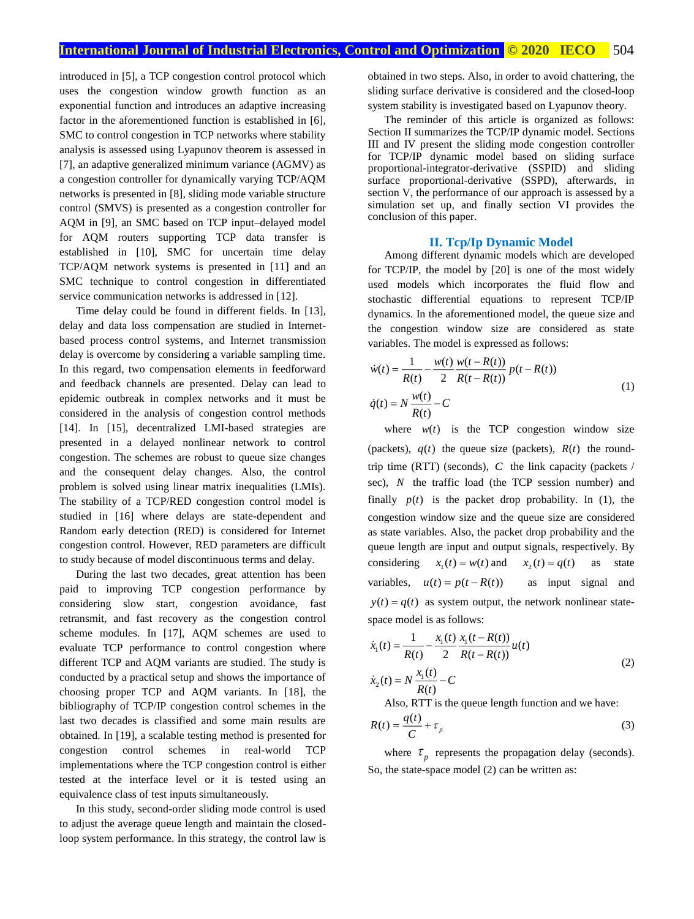introduced in [5], a TCP congestion control protocol which uses the congestion window growth function as an exponential function and introduces an adaptive increasing factor in the aforementioned function is established in [6], SMC to control congestion in TCP networks where stability analysis is assessed using Lyapunov theorem is assessed in [7], an adaptive generalized minimum variance (AGMV) as a congestion controller for dynamically varying TCP/AQM networks is presented in [8], sliding mode variable structure control (SMVS) is presented as a congestion controller for AQM in [9], an SMC based on TCP input–delayed model for AQM routers supporting TCP data transfer is established in [10], SMC for uncertain time delay TCP/AQM network systems is presented in [11] and an SMC technique to control congestion in differentiated service communication networks is addressed in [12].

Time delay could be found in different fields. In [13], delay and data loss compensation are studied in Internet-based process control systems, and Internet transmission delay is overcome by considering a variable sampling time. In this regard, two compensation elements in feedforward and feedback channels are presented. Delay can lead to epidemic outbreak in complex networks and it must be considered in the analysis of congestion control methods [14]. In [15], decentralized LMI-based strategies are presented in a delayed nonlinear network to control congestion. The schemes are robust to queue size changes and the consequent delay changes. Also, the control problem is solved using linear matrix inequalities (LMIs). The stability of a TCP/RED congestion control model is studied in [16] where delays are state-dependent and Random early detection (RED) is considered for Internet congestion control. However, RED parameters are difficult to study because of model discontinuous terms and delay.

During the last two decades, great attention has been paid to improving TCP congestion performance by considering slow start, congestion avoidance, fast retransmit, and fast recovery as the congestion control scheme modules. In [17], AQM schemes are used to evaluate TCP performance to control congestion where different TCP and AQM variants are studied. The study is conducted by a practical setup and shows the importance of choosing proper TCP and AQM variants. In [18], the bibliography of TCP/IP congestion control schemes in the last two decades is classified and some main results are obtained. In [19], a scalable testing method is presented for congestion control schemes in real-world TCP implementations where the TCP congestion control is either tested at the interface level or it is tested using an equivalence class of test inputs simultaneously.

In this study, second-order sliding mode control is used to adjust the average queue length and maintain the closed-loop system performance. In this strategy, the control law is obtained in two steps. Also, in order to avoid chattering, the sliding surface derivative is considered and the closed-loop system stability is investigated based on Lyapunov theory.

The reminder of this article is organized as follows: Section II summarizes the TCP/IP dynamic model. Sections III and IV present the sliding mode congestion controller for TCP/IP dynamic model based on sliding surface proportional-integrator-derivative (SSPID) and sliding surface proportional-derivative (SSPD), afterwards, in section V, the performance of our approach is assessed by a simulation set up, and finally section VI provides the conclusion of this paper.

## II. Tcp/Ip Dynamic Model

Among different dynamic models which are developed for TCP/IP, the model by [20] is one of the most widely used models which incorporates the fluid flow and stochastic differential equations to represent TCP/IP dynamics. In the aforementioned model, the queue size and the congestion window size are considered as state variables. The model is expressed as follows:

$$\begin{aligned} \dot{w}(t) &= \frac{1}{R(t)} - \frac{w(t)}{2}\frac{w(t-R(t))}{R(t-R(t))}p(t-R(t)) \\ \dot{q}(t) &= N\frac{w(t)}{R(t)} - C \end{aligned} \tag{1}$$

where $w(t)$ is the TCP congestion window size (packets), $q(t)$ the queue size (packets), $R(t)$ the round-trip time (RTT) (seconds), $C$ the link capacity (packets / sec), $N$ the traffic load (the TCP session number) and finally $p(t)$ is the packet drop probability. In (1), the congestion window size and the queue size are considered as state variables. Also, the packet drop probability and the queue length are input and output signals, respectively. By considering $x_1(t) = w(t)$ and $x_2(t) = q(t)$ as state variables, $u(t) = p(t - R(t))$ as input signal and $y(t) = q(t)$ as system output, the network nonlinear state-space model is as follows:

$$\begin{aligned} \dot{x}_1(t) &= \frac{1}{R(t)} - \frac{x_1(t)}{2}\frac{x_1(t-R(t))}{R(t-R(t))}u(t) \\ \dot{x}_2(t) &= N\frac{x_1(t)}{R(t)} - C \end{aligned} \tag{2}$$

Also, RTT is the queue length function and we have:

$$R(t) = \frac{q(t)}{C} + \tau_p \tag{3}$$

where $\tau_p$ represents the propagation delay (seconds). So, the state-space model (2) can be written as: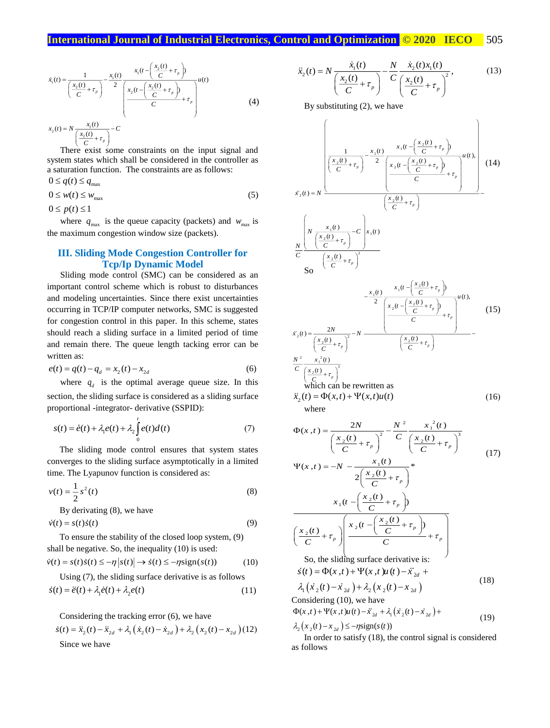$$\dot{x}_1(t) = \frac{1}{\left(\frac{x_2(t)}{C} + \tau_p\right)} - \frac{x_1(t)}{2} \frac{x_1(t - \left(\frac{x_2(t)}{C} + \tau_p\right))}{\left(\frac{x_2(t - \left(\frac{x_2(t)}{C} + \tau_p\right))}{C} + \tau_p\right)} u(t) \tag{4}$$

$$x_2(t) = N \frac{x_1(t)}{\left(\frac{x_2(t)}{C} + \tau_p\right)} - C$$

There exist some constraints on the input signal and system states which shall be considered in the controller as a saturation function. The constraints are as follows:

$$0 \le q(t) \le q_{\max}$$
$$0 \le w(t) \le w_{\max} \tag{5}$$
$$0 \le p(t) \le 1$$

where $q_{\max}$ is the queue capacity (packets) and $w_{\max}$ is the maximum congestion window size (packets).

## III. Sliding Mode Congestion Controller for Tcp/Ip Dynamic Model

Sliding mode control (SMC) can be considered as an important control scheme which is robust to disturbances and modeling uncertainties. Since there exist uncertainties occurring in TCP/IP computer networks, SMC is suggested for congestion control in this paper. In this scheme, states should reach a sliding surface in a limited period of time and remain there. The queue length tacking error can be written as:

$$e(t) = q(t) - q_d = x_2(t) - x_{2d} \tag{6}$$

where $q_d$ is the optimal average queue size. In this section, the sliding surface is considered as a sliding surface proportional -integrator- derivative (SSPID):

$$s(t) = \dot{e}(t) + \lambda_1 e(t) + \lambda_2 \int_0^t e(t) d(t) \tag{7}$$

The sliding mode control ensures that system states converges to the sliding surface asymptotically in a limited time. The Lyapunov function is considered as:

$$v(t) = \frac{1}{2} s^2(t) \tag{8}$$

By derivating (8), we have

$$\dot{v}(t) = s(t)\dot{s}(t) \tag{9}$$

To ensure the stability of the closed loop system, (9) shall be negative. So, the inequality (10) is used:

$$\dot{v}(t) = s(t)\dot{s}(t) \le -\eta |s(t)| \to \dot{s}(t) \le -\eta \operatorname{sign}(s(t)) \tag{10}$$

Using (7), the sliding surface derivative is as follows

$$\dot{s}(t) = \ddot{e}(t) + \lambda_1 \dot{e}(t) + \lambda_2 e(t) \tag{11}$$

Considering the tracking error (6), we have

$$\dot{s}(t) = \ddot{x}_2(t) - \ddot{x}_{2d} + \lambda_1 \left(\dot{x}_2(t) - \dot{x}_{2d}\right) + \lambda_2 \left(x_2(t) - x_{2d}\right) \tag{12}$$

Since we have

$$\ddot{x}_2(t) = N \frac{\dot{x}_1(t)}{\left(\frac{x_2(t)}{C} + \tau_p\right)} - \frac{N}{C} \frac{\dot{x}_2(t) x_1(t)}{\left(\frac{x_2(t)}{C} + \tau_p\right)^2}, \tag{13}$$

By substituting (2), we have

$$\ddot{x}_2(t) = N \frac{\left(\frac{1}{\left(\frac{x_2(t)}{C} + \tau_p\right)} - \frac{x_1(t)}{2} \frac{x_1(t - \left(\frac{x_2(t)}{C} + \tau_p\right))}{\left(\frac{x_2(t - \left(\frac{x_2(t)}{C} + \tau_p\right))}{C} + \tau_p\right)} u(t)\right)}{\left(\frac{x_2(t)}{C} + \tau_p\right)} - \frac{N}{C} \frac{\left(N \frac{x_1(t)}{\left(\frac{x_2(t)}{C} + \tau_p\right)} - C\right) x_1(t)}{\left(\frac{x_2(t)}{C} + \tau_p\right)^2} \tag{14}$$

So

$$\ddot{x}_2(t) = \frac{2N}{\left(\frac{x_2(t)}{C} + \tau_p\right)^2} - N \frac{-\frac{x_1(t)}{2} \frac{x_1(t - \left(\frac{x_2(t)}{C} + \tau_p\right))}{\left(\frac{x_2(t - \left(\frac{x_2(t)}{C} + \tau_p\right))}{C} + \tau_p\right)} u(t),}{\left(\frac{x_2(t)}{C} + \tau_p\right)} - \frac{N^2}{C} \frac{x_1^2(t)}{\left(\frac{x_2(t)}{C} + \tau_p\right)^3} \tag{15}$$

which can be rewritten as

$$\ddot{x}_2(t) = \Phi(x,t) + \Psi(x,t) u(t) \tag{16}$$

where

$$\Phi(x,t) = \frac{2N}{\left(\frac{x_2(t)}{C} + \tau_p\right)^2} - \frac{N^2}{C} \frac{x_1^2(t)}{\left(\frac{x_2(t)}{C} + \tau_p\right)^3}$$
$$\Psi(x,t) = -N - \frac{x_1(t)}{2\left(\frac{x_2(t)}{C} + \tau_p\right)} * \frac{x_1(t - \left(\frac{x_2(t)}{C} + \tau_p\right))}{\left(\frac{x_2(t)}{C} + \tau_p\right)\left(\frac{x_2(t - \left(\frac{x_2(t)}{C} + \tau_p\right))}{C} + \tau_p\right)} \tag{17}$$

So, the sliding surface derivative is:

$$\dot{s}(t) = \Phi(x,t) + \Psi(x,t) u(t) - \ddot{x}_{2d} + \lambda_1 \left(\dot{x}_2(t) - \dot{x}_{2d}\right) + \lambda_2 \left(x_2(t) - x_{2d}\right) \tag{18}$$

Considering (10), we have

$$\Phi(x,t) + \Psi(x,t) u(t) - \ddot{x}_{2d} + \lambda_1 \left(\dot{x}_2(t) - \dot{x}_{2d}\right) + \lambda_2 \left(x_2(t) - x_{2d}\right) \le -\eta \operatorname{sign}(s(t)) \tag{19}$$

In order to satisfy (18), the control signal is considered as follows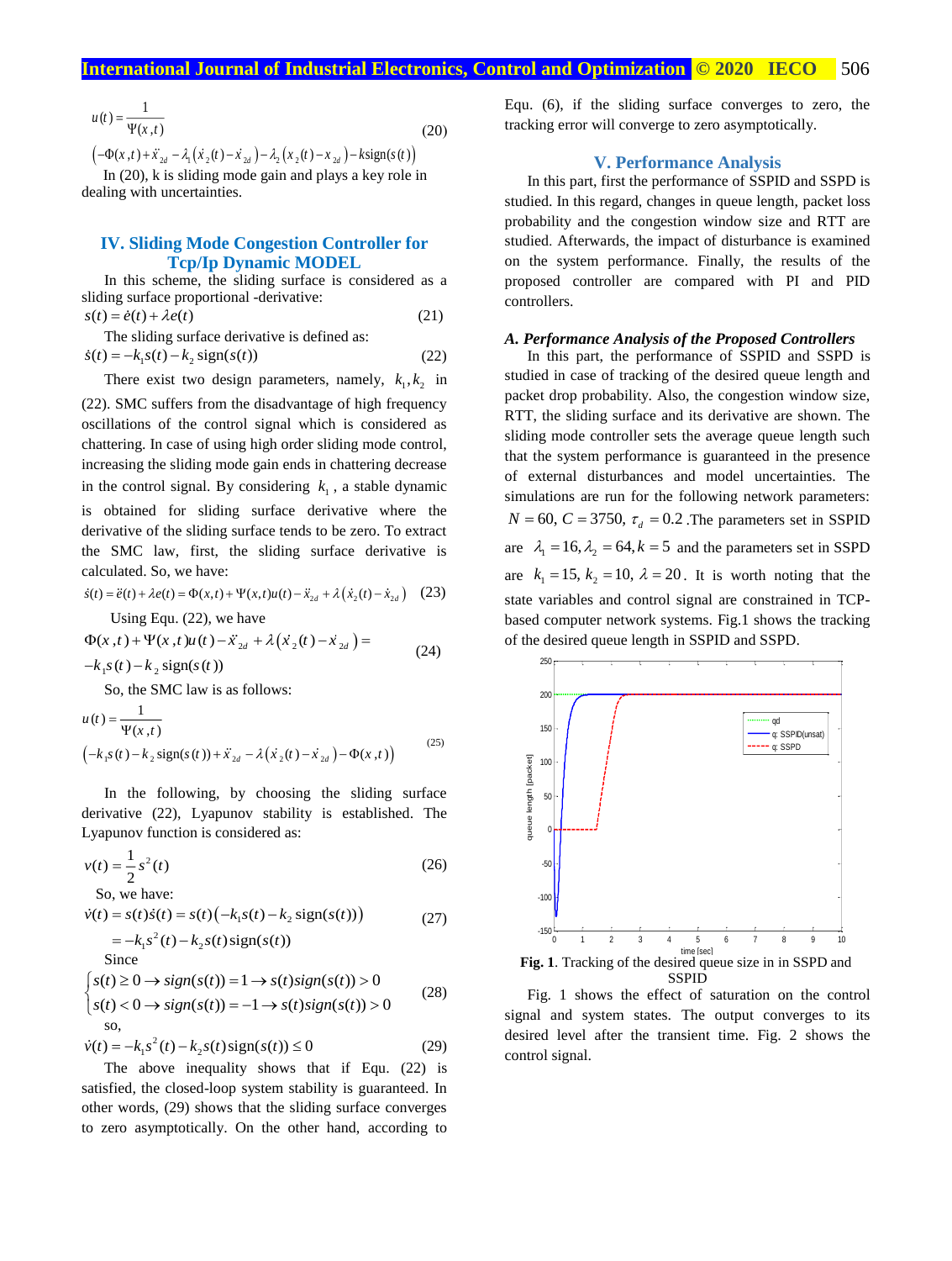$$u(t) = \frac{1}{\Psi(x,t)} \left(-\Phi(x,t) + \ddot{x}_{2d} - \lambda_1\left(\dot{x}_2(t) - \dot{x}_{2d}\right) - \lambda_2\left(x_2(t) - x_{2d}\right) - k\,\text{sign}(s(t))\right) \tag{20}$$

In (20), k is sliding mode gain and plays a key role in dealing with uncertainties.

## IV. Sliding Mode Congestion Controller for Tcp/Ip Dynamic MODEL

In this scheme, the sliding surface is considered as a sliding surface proportional -derivative:

$$s(t) = \dot{e}(t) + \lambda e(t) \tag{21}$$

The sliding surface derivative is defined as:

$$\dot{s}(t) = -k_1 s(t) - k_2\,\text{sign}(s(t)) \tag{22}$$

There exist two design parameters, namely, $k_1, k_2$ in (22). SMC suffers from the disadvantage of high frequency oscillations of the control signal which is considered as chattering. In case of using high order sliding mode control, increasing the sliding mode gain ends in chattering decrease in the control signal. By considering $k_1$, a stable dynamic is obtained for sliding surface derivative where the derivative of the sliding surface tends to be zero. To extract the SMC law, first, the sliding surface derivative is calculated. So, we have:

$$\dot{s}(t) = \ddot{e}(t) + \lambda \dot{e}(t) = \Phi(x,t) + \Psi(x,t)u(t) - \ddot{x}_{2d} + \lambda\left(\dot{x}_2(t) - \dot{x}_{2d}\right) \tag{23}$$

Using Equ. (22), we have

$$\Phi(x,t) + \Psi(x,t)u(t) - \ddot{x}_{2d} + \lambda\left(\dot{x}_2(t) - \dot{x}_{2d}\right) = -k_1 s(t) - k_2\,\text{sign}(s(t)) \tag{24}$$

So, the SMC law is as follows:

$$u(t) = \frac{1}{\Psi(x,t)} \left(-k_1 s(t) - k_2\,\text{sign}(s(t)) + \ddot{x}_{2d} - \lambda\left(\dot{x}_2(t) - \dot{x}_{2d}\right) - \Phi(x,t)\right) \tag{25}$$

In the following, by choosing the sliding surface derivative (22), Lyapunov stability is established. The Lyapunov function is considered as:

$$v(t) = \frac{1}{2} s^2(t) \tag{26}$$

So, we have:

$$\dot{v}(t) = s(t)\dot{s}(t) = s(t)\left(-k_1 s(t) - k_2\,\text{sign}(s(t))\right) = -k_1 s^2(t) - k_2 s(t)\,\text{sign}(s(t)) \tag{27}$$

Since

$$\begin{cases} s(t) \geq 0 \rightarrow sign(s(t)) = 1 \rightarrow s(t)sign(s(t)) > 0 \\ s(t) < 0 \rightarrow sign(s(t)) = -1 \rightarrow s(t)sign(s(t)) > 0 \end{cases} \tag{28}$$

so,

$$\dot{v}(t) = -k_1 s^2(t) - k_2 s(t)\,\text{sign}(s(t)) \leq 0 \tag{29}$$

The above inequality shows that if Equ. (22) is satisfied, the closed-loop system stability is guaranteed. In other words, (29) shows that the sliding surface converges to zero asymptotically. On the other hand, according to Equ. (6), if the sliding surface converges to zero, the tracking error will converge to zero asymptotically.

## V. Performance Analysis

In this part, first the performance of SSPID and SSPD is studied. In this regard, changes in queue length, packet loss probability and the congestion window size and RTT are studied. Afterwards, the impact of disturbance is examined on the system performance. Finally, the results of the proposed controller are compared with PI and PID controllers.

### *A. Performance Analysis of the Proposed Controllers*

In this part, the performance of SSPID and SSPD is studied in case of tracking of the desired queue length and packet drop probability. Also, the congestion window size, RTT, the sliding surface and its derivative are shown. The sliding mode controller sets the average queue length such that the system performance is guaranteed in the presence of external disturbances and model uncertainties. The simulations are run for the following network parameters: $N = 60$, $C = 3750$, $\tau_d = 0.2$.The parameters set in SSPID are $\lambda_1 = 16, \lambda_2 = 64, k = 5$ and the parameters set in SSPD are $k_1 = 15$, $k_2 = 10$, $\lambda = 20$. It is worth noting that the state variables and control signal are constrained in TCP-based computer network systems. Fig.1 shows the tracking of the desired queue length in SSPID and SSPD.

**Fig. 1**. Tracking of the desired queue size in in SSPD and SSPID

Fig. 1 shows the effect of saturation on the control signal and system states. The output converges to its desired level after the transient time. Fig. 2 shows the control signal.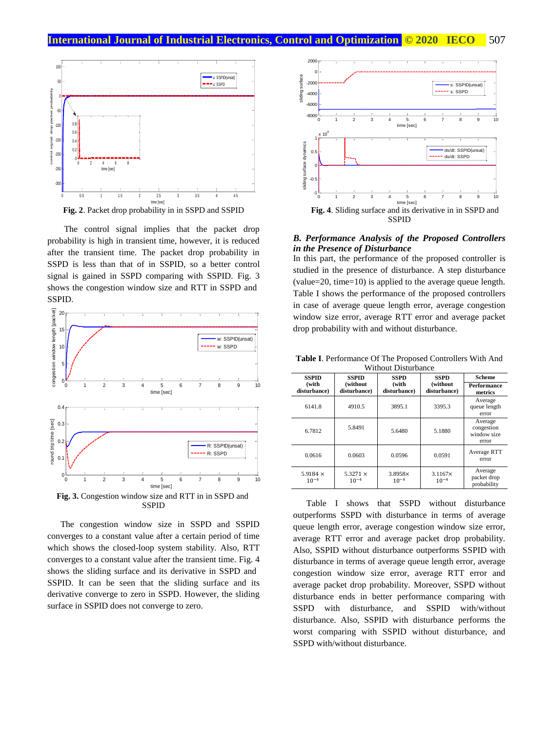**Fig. 2**. Packet drop probability in in SSPD and SSPID

The control signal implies that the packet drop probability is high in transient time, however, it is reduced after the transient time. The packet drop probability in SSPD is less than that of in SSPID, so a better control signal is gained in SSPD comparing with SSPID. Fig. 3 shows the congestion window size and RTT in SSPD and SSPID.

**Fig. 3.** Congestion window size and RTT in in SSPD and SSPID

The congestion window size in SSPD and SSPID converges to a constant value after a certain period of time which shows the closed-loop system stability. Also, RTT converges to a constant value after the transient time. Fig. 4 shows the sliding surface and its derivative in SSPD and SSPID. It can be seen that the sliding surface and its derivative converge to zero in SSPD. However, the sliding surface in SSPID does not converge to zero.

**Fig. 4**. Sliding surface and its derivative in in SSPD and SSPID

### *B. Performance Analysis of the Proposed Controllers in the Presence of Disturbance*

In this part, the performance of the proposed controller is studied in the presence of disturbance. A step disturbance (value=20, time=10) is applied to the average queue length. Table I shows the performance of the proposed controllers in case of average queue length error, average congestion window size error, average RTT error and average packet drop probability with and without disturbance.

**Table I**. Performance Of The Proposed Controllers With And Without Disturbance

| SSPID (with disturbance) | SSPID (without disturbance) | SSPD (with disturbance) | SSPD (without disturbance) | Scheme / Performance metrics |
|---|---|---|---|---|
| 6141.8 | 4910.5 | 3895.1 | 3395.3 | Average queue length error |
| 6.7812 | 5.8491 | 5.6480 | 5.1880 | Average congestion window size error |
| 0.0616 | 0.0603 | 0.0596 | 0.0591 | Average RTT error |
| $5.9184 \times 10^{-4}$ | $5.3271 \times 10^{-4}$ | $3.8958 \times 10^{-4}$ | $3.1167 \times 10^{-4}$ | Average packet drop probability |

Table I shows that SSPD without disturbance outperforms SSPD with disturbance in terms of average queue length error, average congestion window size error, average RTT error and average packet drop probability. Also, SSPID without disturbance outperforms SSPID with disturbance in terms of average queue length error, average congestion window size error, average RTT error and average packet drop probability. Moreover, SSPD without disturbance ends in better performance comparing with SSPD with disturbance, and SSPID with/without disturbance. Also, SSPID with disturbance performs the worst comparing with SSPID without disturbance, and SSPD with/without disturbance.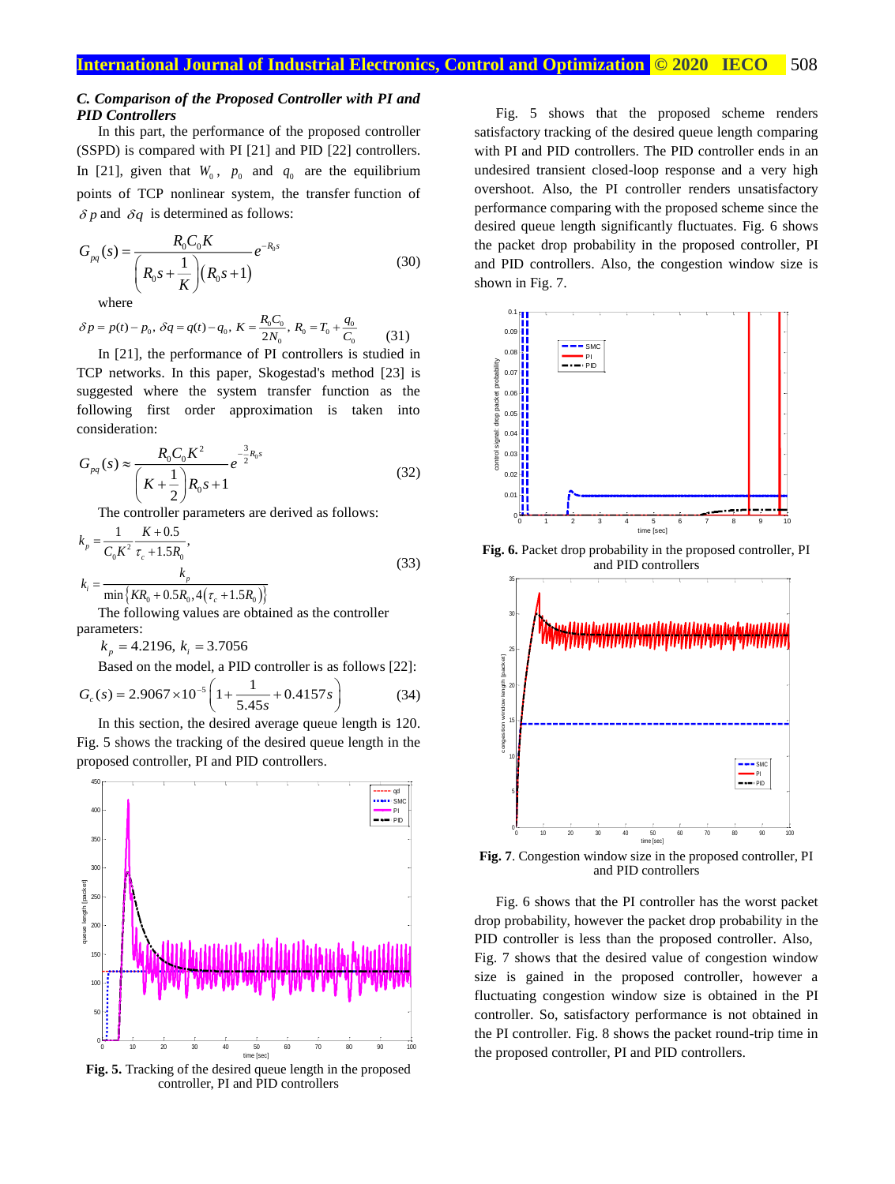### *C. Comparison of the Proposed Controller with PI and PID Controllers*

In this part, the performance of the proposed controller (SSPD) is compared with PI [21] and PID [22] controllers. In [21], given that $W_0$, $p_0$ and $q_0$ are the equilibrium points of TCP nonlinear system, the transfer function of $\delta p$ and $\delta q$ is determined as follows:

$$G_{pq}(s) = \frac{R_0 C_0 K}{\left(R_0 s + \frac{1}{K}\right)\left(R_0 s + 1\right)} e^{-R_0 s} \tag{30}$$

where

$$\delta p = p(t) - p_0,\ \delta q = q(t) - q_0,\ K = \frac{R_0 C_0}{2N_0},\ R_0 = T_0 + \frac{q_0}{C_0} \tag{31}$$

In [21], the performance of PI controllers is studied in TCP networks. In this paper, Skogestad's method [23] is suggested where the system transfer function as the following first order approximation is taken into consideration:

$$G_{pq}(s) \approx \frac{R_0 C_0 K^2}{\left(K + \frac{1}{2}\right) R_0 s + 1} e^{-\frac{3}{2} R_0 s} \tag{32}$$

The controller parameters are derived as follows:

$$k_p = \frac{1}{C_0 K^2} \frac{K + 0.5}{\tau_c + 1.5 R_0},$$
$$k_i = \frac{k_p}{\min\left\{K R_0 + 0.5 R_0, 4\left(\tau_c + 1.5 R_0\right)\right\}} \tag{33}$$

The following values are obtained as the controller parameters:

$k_p = 4.2196,\ k_i = 3.7056$

Based on the model, a PID controller is as follows [22]:

$$G_c(s) = 2.9067 \times 10^{-5} \left(1 + \frac{1}{5.45 s} + 0.4157 s\right) \tag{34}$$

In this section, the desired average queue length is 120. Fig. 5 shows the tracking of the desired queue length in the proposed controller, PI and PID controllers.

**Fig. 5.** Tracking of the desired queue length in the proposed controller, PI and PID controllers

Fig. 5 shows that the proposed scheme renders satisfactory tracking of the desired queue length comparing with PI and PID controllers. The PID controller ends in an undesired transient closed-loop response and a very high overshoot. Also, the PI controller renders unsatisfactory performance comparing with the proposed scheme since the desired queue length significantly fluctuates. Fig. 6 shows the packet drop probability in the proposed controller, PI and PID controllers. Also, the congestion window size is shown in Fig. 7.

**Fig. 6.** Packet drop probability in the proposed controller, PI and PID controllers

**Fig. 7**. Congestion window size in the proposed controller, PI and PID controllers

Fig. 6 shows that the PI controller has the worst packet drop probability, however the packet drop probability in the PID controller is less than the proposed controller. Also, Fig. 7 shows that the desired value of congestion window size is gained in the proposed controller, however a fluctuating congestion window size is obtained in the PI controller. So, satisfactory performance is not obtained in the PI controller. Fig. 8 shows the packet round-trip time in the proposed controller, PI and PID controllers.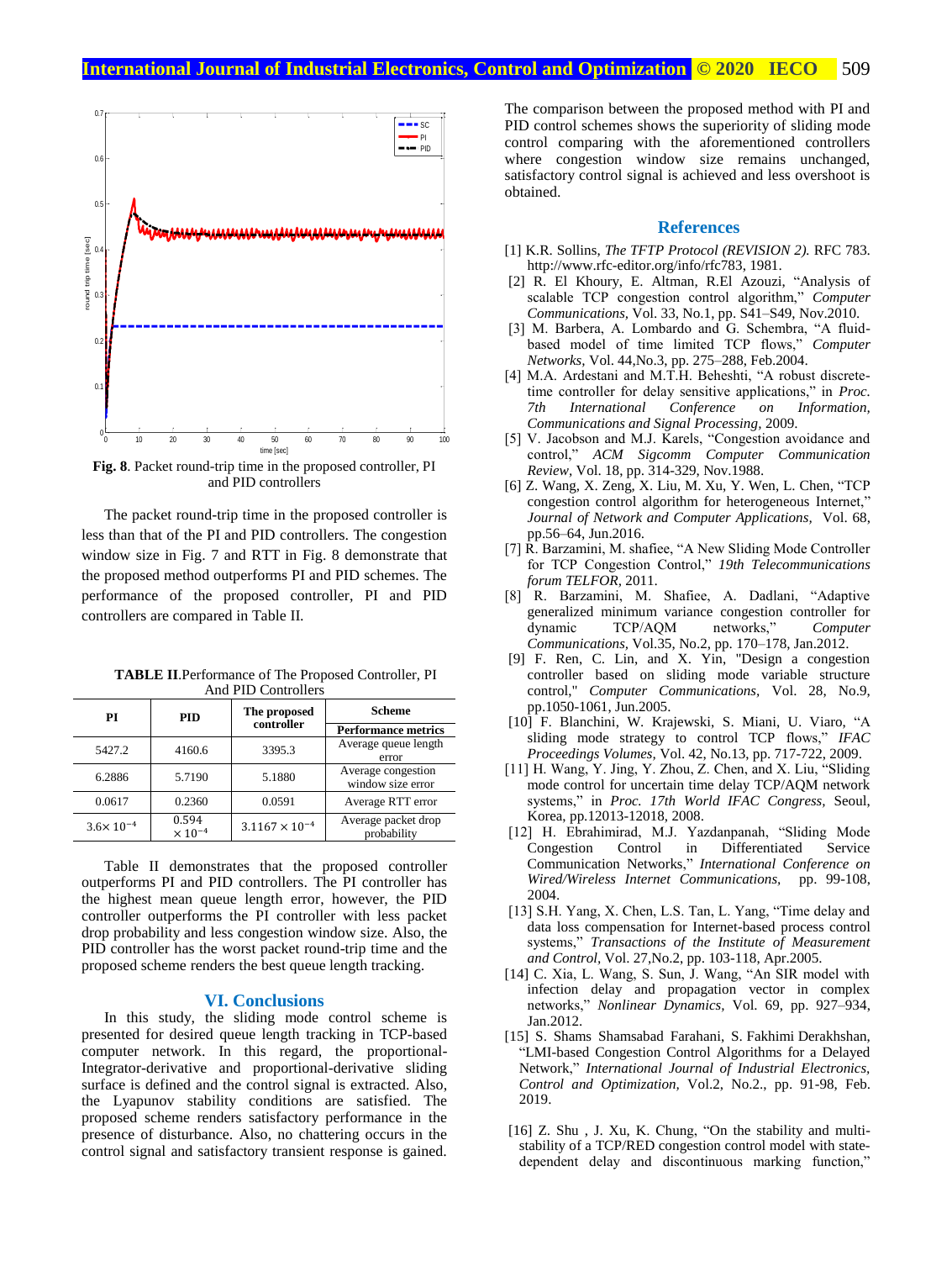**Fig. 8**. Packet round-trip time in the proposed controller, PI and PID controllers

The packet round-trip time in the proposed controller is less than that of the PI and PID controllers. The congestion window size in Fig. 7 and RTT in Fig. 8 demonstrate that the proposed method outperforms PI and PID schemes. The performance of the proposed controller, PI and PID controllers are compared in Table II.

**TABLE II**.Performance of The Proposed Controller, PI And PID Controllers

| PI | PID | The proposed controller | Scheme / Performance metrics |
|---|---|---|---|
| 5427.2 | 4160.6 | 3395.3 | Average queue length error |
| 6.2886 | 5.7190 | 5.1880 | Average congestion window size error |
| 0.0617 | 0.2360 | 0.0591 | Average RTT error |
| $3.6\times 10^{-4}$ | $0.594 \times 10^{-4}$ | $3.1167 \times 10^{-4}$ | Average packet drop probability |

Table II demonstrates that the proposed controller outperforms PI and PID controllers. The PI controller has the highest mean queue length error, however, the PID controller outperforms the PI controller with less packet drop probability and less congestion window size. Also, the PID controller has the worst packet round-trip time and the proposed scheme renders the best queue length tracking.

## VI. Conclusions

In this study, the sliding mode control scheme is presented for desired queue length tracking in TCP-based computer network. In this regard, the proportional-Integrator-derivative and proportional-derivative sliding surface is defined and the control signal is extracted. Also, the Lyapunov stability conditions are satisfied. The proposed scheme renders satisfactory performance in the presence of disturbance. Also, no chattering occurs in the control signal and satisfactory transient response is gained.

The comparison between the proposed method with PI and PID control schemes shows the superiority of sliding mode control comparing with the aforementioned controllers where congestion window size remains unchanged, satisfactory control signal is achieved and less overshoot is obtained.

## References

[1] K.R. Sollins, *The TFTP Protocol (REVISION 2).* RFC 783. http://www.rfc-editor.org/info/rfc783, 1981.

[2] R. El Khoury, E. Altman, R.El Azouzi, "Analysis of scalable TCP congestion control algorithm," *Computer Communications,* Vol. 33, No.1, pp. S41–S49, Nov.2010.

[3] M. Barbera, A. Lombardo and G. Schembra, "A fluid-based model of time limited TCP flows," *Computer Networks,* Vol. 44,No.3, pp. 275–288, Feb.2004.

[4] M.A. Ardestani and M.T.H. Beheshti, "A robust discrete-time controller for delay sensitive applications," in *Proc. 7th International Conference on Information, Communications and Signal Processing,* 2009.

[5] V. Jacobson and M.J. Karels, "Congestion avoidance and control," *ACM Sigcomm Computer Communication Review,* Vol. 18, pp. 314-329, Nov.1988.

[6] Z. Wang, X. Zeng, X. Liu, M. Xu, Y. Wen, L. Chen, "TCP congestion control algorithm for heterogeneous Internet," *Journal of Network and Computer Applications,* Vol. 68, pp.56–64, Jun.2016.

[7] R. Barzamini, M. shafiee, "A New Sliding Mode Controller for TCP Congestion Control," *19th Telecommunications forum TELFOR,* 2011.

[8] R. Barzamini, M. Shafiee, A. Dadlani, "Adaptive generalized minimum variance congestion controller for dynamic TCP/AQM networks," *Computer Communications,* Vol.35, No.2, pp. 170–178, Jan.2012.

[9] F. Ren, C. Lin, and X. Yin, "Design a congestion controller based on sliding mode variable structure control," *Computer Communications,* Vol. 28, No.9, pp.1050-1061, Jun.2005.

[10] F. Blanchini, W. Krajewski, S. Miani, U. Viaro, "A sliding mode strategy to control TCP flows," *IFAC Proceedings Volumes,* Vol. 42, No.13, pp. 717-722, 2009.

[11] H. Wang, Y. Jing, Y. Zhou, Z. Chen, and X. Liu, "Sliding mode control for uncertain time delay TCP/AQM network systems," in *Proc. 17th World IFAC Congress,* Seoul, Korea, pp.12013-12018, 2008.

[12] H. Ebrahimirad, M.J. Yazdanpanah, "Sliding Mode Congestion Control in Differentiated Service Communication Networks," *International Conference on Wired/Wireless Internet Communications,* pp. 99-108, 2004.

[13] S.H. Yang, X. Chen, L.S. Tan, L. Yang, "Time delay and data loss compensation for Internet-based process control systems," *Transactions of the Institute of Measurement and Control,* Vol. 27,No.2, pp. 103-118, Apr.2005.

[14] C. Xia, L. Wang, S. Sun, J. Wang, "An SIR model with infection delay and propagation vector in complex networks," *Nonlinear Dynamics,* Vol. 69, pp. 927–934, Jan.2012.

[15] S. Shams Shamsabad Farahani, S. Fakhimi Derakhshan, "LMI-based Congestion Control Algorithms for a Delayed Network," *International Journal of Industrial Electronics, Control and Optimization,* Vol.2, No.2., pp. 91-98, Feb. 2019.

[16] Z. Shu , J. Xu, K. Chung, "On the stability and multi-stability of a TCP/RED congestion control model with state-dependent delay and discontinuous marking function,"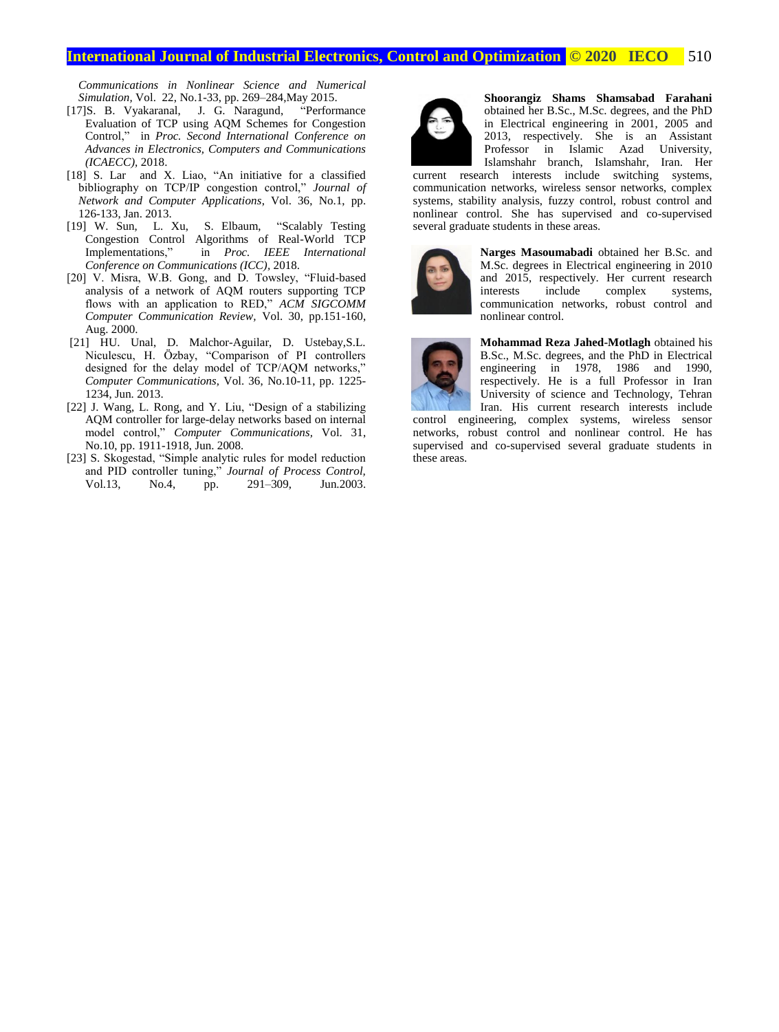*Communications in Nonlinear Science and Numerical Simulation*, Vol. 22, No.1-33, pp. 269–284,May 2015.

[17] S. B. Vyakaranal, J. G. Naragund, "Performance Evaluation of TCP using AQM Schemes for Congestion Control," in *Proc. Second International Conference on Advances in Electronics, Computers and Communications (ICAECC)*, 2018.

[18] S. Lar and X. Liao, "An initiative for a classified bibliography on TCP/IP congestion control," *Journal of Network and Computer Applications*, Vol. 36, No.1, pp. 126-133, Jan. 2013.

[19] W. Sun, L. Xu, S. Elbaum, "Scalably Testing Congestion Control Algorithms of Real-World TCP Implementations," in *Proc. IEEE International Conference on Communications (ICC)*, 2018.

[20] V. Misra, W.B. Gong, and D. Towsley, "Fluid-based analysis of a network of AQM routers supporting TCP flows with an application to RED," *ACM SIGCOMM Computer Communication Review*, Vol. 30, pp.151-160, Aug. 2000.

[21] HU. Unal, D. Malchor-Aguilar, D. Ustebay,S.L. Niculescu, H. Özbay, "Comparison of PI controllers designed for the delay model of TCP/AQM networks," *Computer Communications*, Vol. 36, No.10-11, pp. 1225-1234, Jun. 2013.

[22] J. Wang, L. Rong, and Y. Liu, "Design of a stabilizing AQM controller for large-delay networks based on internal model control," *Computer Communications*, Vol. 31, No.10, pp. 1911-1918, Jun. 2008.

[23] S. Skogestad, "Simple analytic rules for model reduction and PID controller tuning," *Journal of Process Control*, Vol.13, No.4, pp. 291–309, Jun.2003.

**Shoorangiz Shams Shamsabad Farahani** obtained her B.Sc., M.Sc. degrees, and the PhD in Electrical engineering in 2001, 2005 and 2013, respectively. She is an Assistant Professor in Islamic Azad University, Islamshahr branch, Islamshahr, Iran. Her current research interests include switching systems, communication networks, wireless sensor networks, complex systems, stability analysis, fuzzy control, robust control and nonlinear control. She has supervised and co-supervised several graduate students in these areas.

**Narges Masoumabadi** obtained her B.Sc. and M.Sc. degrees in Electrical engineering in 2010 and 2015, respectively. Her current research interests include complex systems, communication networks, robust control and nonlinear control.

**Mohammad Reza Jahed-Motlagh** obtained his B.Sc., M.Sc. degrees, and the PhD in Electrical engineering in 1978, 1986 and 1990, respectively. He is a full Professor in Iran University of science and Technology, Tehran Iran. His current research interests include control engineering, complex systems, wireless sensor networks, robust control and nonlinear control. He has supervised and co-supervised several graduate students in these areas.